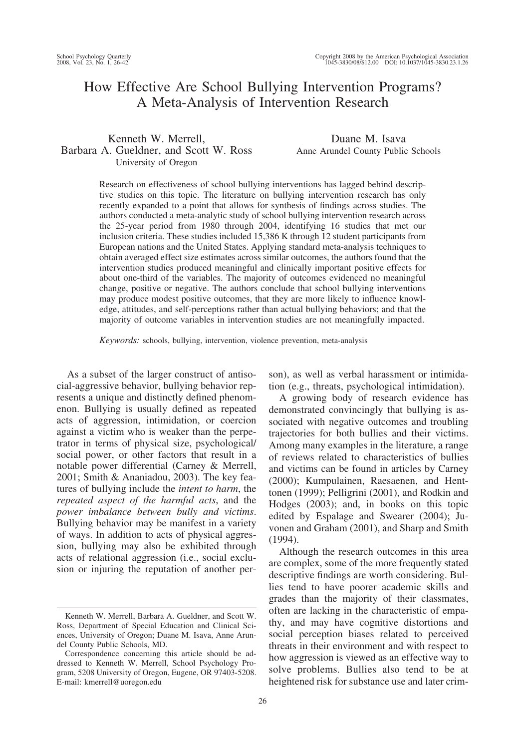# How Effective Are School Bullying Intervention Programs? A Meta-Analysis of Intervention Research

Kenneth W. Merrell, Barbara A. Gueldner, and Scott W. Ross
University of Oregon

Duane M. Isava
Anne Arundel County Public Schools

Research on effectiveness of school bullying interventions has lagged behind descriptive studies on this topic. The literature on bullying intervention research has only recently expanded to a point that allows for synthesis of findings across studies. The authors conducted a meta-analytic study of school bullying intervention research across the 25-year period from 1980 through 2004, identifying 16 studies that met our inclusion criteria. These studies included 15,386 K through 12 student participants from European nations and the United States. Applying standard meta-analysis techniques to obtain averaged effect size estimates across similar outcomes, the authors found that the intervention studies produced meaningful and clinically important positive effects for about one-third of the variables. The majority of outcomes evidenced no meaningful change, positive or negative. The authors conclude that school bullying interventions may produce modest positive outcomes, that they are more likely to influence knowledge, attitudes, and self-perceptions rather than actual bullying behaviors; and that the majority of outcome variables in intervention studies are not meaningfully impacted.

*Keywords:* schools, bullying, intervention, violence prevention, meta-analysis

As a subset of the larger construct of antisocial-aggressive behavior, bullying behavior represents a unique and distinctly defined phenomenon. Bullying is usually defined as repeated acts of aggression, intimidation, or coercion against a victim who is weaker than the perpetrator in terms of physical size, psychological/social power, or other factors that result in a notable power differential (Carney & Merrell, 2001; Smith & Ananiadou, 2003). The key features of bullying include the *intent to harm*, the *repeated aspect of the harmful acts*, and the *power imbalance between bully and victims*. Bullying behavior may be manifest in a variety of ways. In addition to acts of physical aggression, bullying may also be exhibited through acts of relational aggression (i.e., social exclusion or injuring the reputation of another person), as well as verbal harassment or intimidation (e.g., threats, psychological intimidation).

A growing body of research evidence has demonstrated convincingly that bullying is associated with negative outcomes and troubling trajectories for both bullies and their victims. Among many examples in the literature, a range of reviews related to characteristics of bullies and victims can be found in articles by Carney (2000); Kumpulainen, Raesaenen, and Henttonen (1999); Pelligrini (2001), and Rodkin and Hodges (2003); and, in books on this topic edited by Espalage and Swearer (2004); Juvonen and Graham (2001), and Sharp and Smith (1994).

Although the research outcomes in this area are complex, some of the more frequently stated descriptive findings are worth considering. Bullies tend to have poorer academic skills and grades than the majority of their classmates, often are lacking in the characteristic of empathy, and may have cognitive distortions and social perception biases related to perceived threats in their environment and with respect to how aggression is viewed as an effective way to solve problems. Bullies also tend to be at heightened risk for substance use and later crim-

---

Kenneth W. Merrell, Barbara A. Gueldner, and Scott W. Ross, Department of Special Education and Clinical Sciences, University of Oregon; Duane M. Isava, Anne Arundel County Public Schools, MD.

Correspondence concerning this article should be addressed to Kenneth W. Merrell, School Psychology Program, 5208 University of Oregon, Eugene, OR 97403-5208. E-mail: kmerrell@uoregon.edu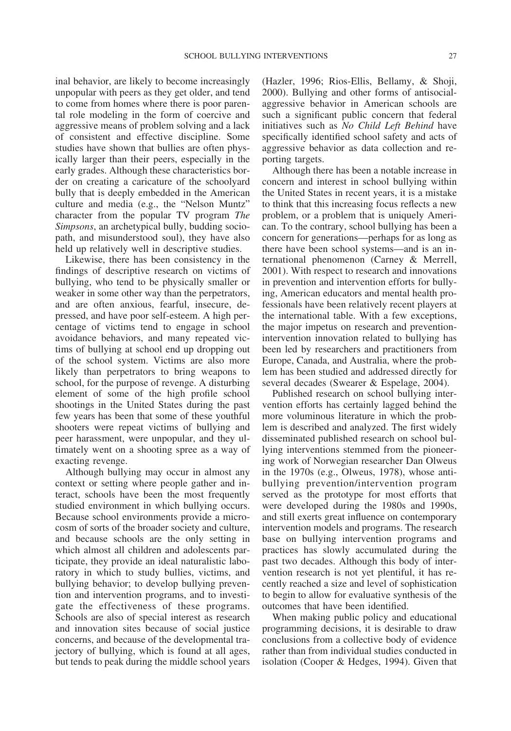inal behavior, are likely to become increasingly unpopular with peers as they get older, and tend to come from homes where there is poor parental role modeling in the form of coercive and aggressive means of problem solving and a lack of consistent and effective discipline. Some studies have shown that bullies are often physically larger than their peers, especially in the early grades. Although these characteristics border on creating a caricature of the schoolyard bully that is deeply embedded in the American culture and media (e.g., the "Nelson Muntz" character from the popular TV program *The Simpsons*, an archetypical bully, budding sociopath, and misunderstood soul), they have also held up relatively well in descriptive studies.

Likewise, there has been consistency in the findings of descriptive research on victims of bullying, who tend to be physically smaller or weaker in some other way than the perpetrators, and are often anxious, fearful, insecure, depressed, and have poor self-esteem. A high percentage of victims tend to engage in school avoidance behaviors, and many repeated victims of bullying at school end up dropping out of the school system. Victims are also more likely than perpetrators to bring weapons to school, for the purpose of revenge. A disturbing element of some of the high profile school shootings in the United States during the past few years has been that some of these youthful shooters were repeat victims of bullying and peer harassment, were unpopular, and they ultimately went on a shooting spree as a way of exacting revenge.

Although bullying may occur in almost any context or setting where people gather and interact, schools have been the most frequently studied environment in which bullying occurs. Because school environments provide a microcosm of sorts of the broader society and culture, and because schools are the only setting in which almost all children and adolescents participate, they provide an ideal naturalistic laboratory in which to study bullies, victims, and bullying behavior; to develop bullying prevention and intervention programs, and to investigate the effectiveness of these programs. Schools are also of special interest as research and innovation sites because of social justice concerns, and because of the developmental trajectory of bullying, which is found at all ages, but tends to peak during the middle school years (Hazler, 1996; Rios-Ellis, Bellamy, & Shoji, 2000). Bullying and other forms of antisocial-aggressive behavior in American schools are such a significant public concern that federal initiatives such as *No Child Left Behind* have specifically identified school safety and acts of aggressive behavior as data collection and reporting targets.

Although there has been a notable increase in concern and interest in school bullying within the United States in recent years, it is a mistake to think that this increasing focus reflects a new problem, or a problem that is uniquely American. To the contrary, school bullying has been a concern for generations—perhaps for as long as there have been school systems—and is an international phenomenon (Carney & Merrell, 2001). With respect to research and innovations in prevention and intervention efforts for bullying, American educators and mental health professionals have been relatively recent players at the international table. With a few exceptions, the major impetus on research and prevention-intervention innovation related to bullying has been led by researchers and practitioners from Europe, Canada, and Australia, where the problem has been studied and addressed directly for several decades (Swearer & Espelage, 2004).

Published research on school bullying intervention efforts has certainly lagged behind the more voluminous literature in which the problem is described and analyzed. The first widely disseminated published research on school bullying interventions stemmed from the pioneering work of Norwegian researcher Dan Olweus in the 1970s (e.g., Olweus, 1978), whose anti-bullying prevention/intervention program served as the prototype for most efforts that were developed during the 1980s and 1990s, and still exerts great influence on contemporary intervention models and programs. The research base on bullying intervention programs and practices has slowly accumulated during the past two decades. Although this body of intervention research is not yet plentiful, it has recently reached a size and level of sophistication to begin to allow for evaluative synthesis of the outcomes that have been identified.

When making public policy and educational programming decisions, it is desirable to draw conclusions from a collective body of evidence rather than from individual studies conducted in isolation (Cooper & Hedges, 1994). Given that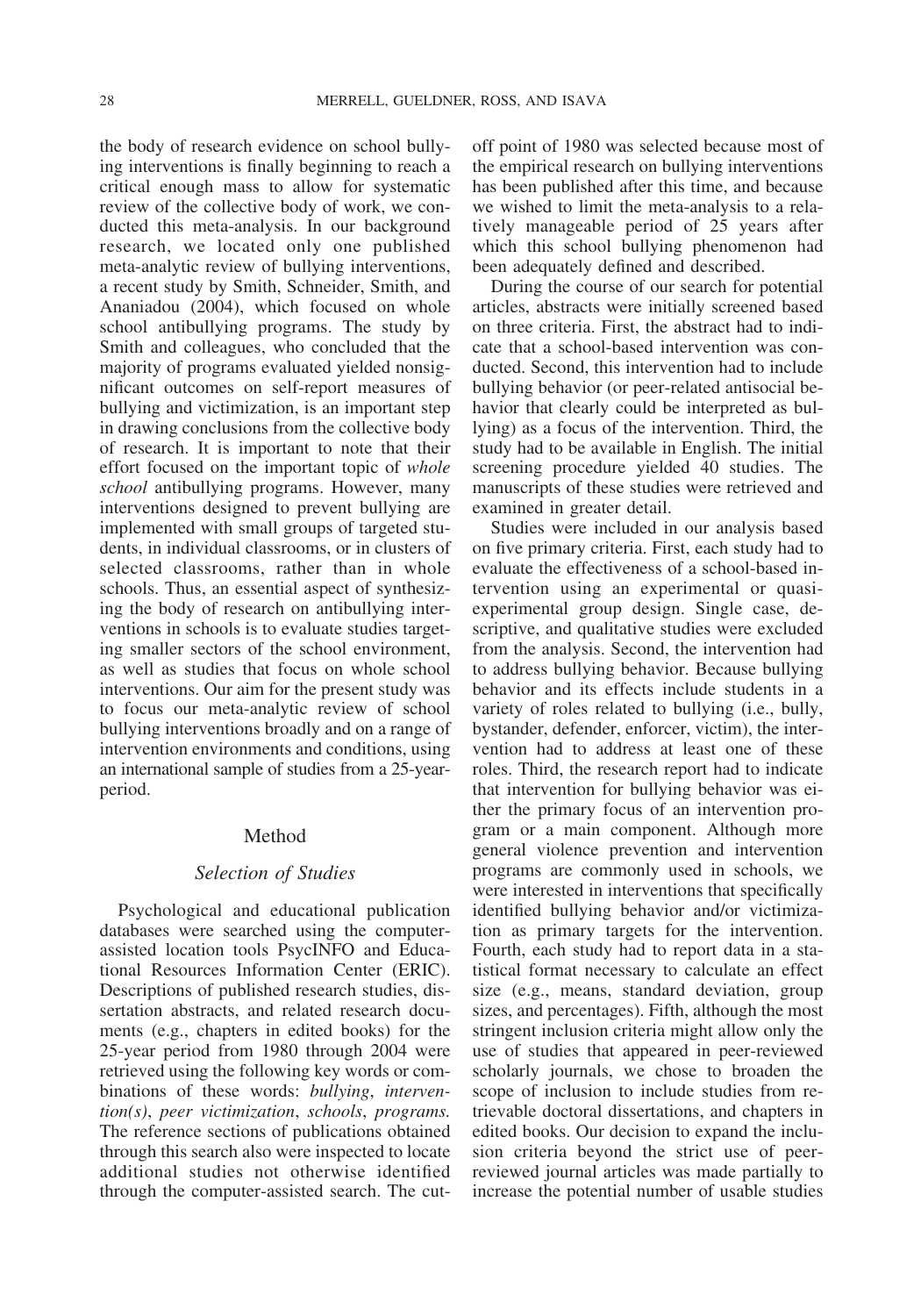the body of research evidence on school bullying interventions is finally beginning to reach a critical enough mass to allow for systematic review of the collective body of work, we conducted this meta-analysis. In our background research, we located only one published meta-analytic review of bullying interventions, a recent study by Smith, Schneider, Smith, and Ananiadou (2004), which focused on whole school antibullying programs. The study by Smith and colleagues, who concluded that the majority of programs evaluated yielded nonsignificant outcomes on self-report measures of bullying and victimization, is an important step in drawing conclusions from the collective body of research. It is important to note that their effort focused on the important topic of *whole school* antibullying programs. However, many interventions designed to prevent bullying are implemented with small groups of targeted students, in individual classrooms, or in clusters of selected classrooms, rather than in whole schools. Thus, an essential aspect of synthesizing the body of research on antibullying interventions in schools is to evaluate studies targeting smaller sectors of the school environment, as well as studies that focus on whole school interventions. Our aim for the present study was to focus our meta-analytic review of school bullying interventions broadly and on a range of intervention environments and conditions, using an international sample of studies from a 25-year-period.

## Method

### Selection of Studies

Psychological and educational publication databases were searched using the computer-assisted location tools PsycINFO and Educational Resources Information Center (ERIC). Descriptions of published research studies, dissertation abstracts, and related research documents (e.g., chapters in edited books) for the 25-year period from 1980 through 2004 were retrieved using the following key words or combinations of these words: *bullying*, *intervention(s)*, *peer victimization*, *schools*, *programs.* The reference sections of publications obtained through this search also were inspected to locate additional studies not otherwise identified through the computer-assisted search. The cutoff point of 1980 was selected because most of the empirical research on bullying interventions has been published after this time, and because we wished to limit the meta-analysis to a relatively manageable period of 25 years after which this school bullying phenomenon had been adequately defined and described.

During the course of our search for potential articles, abstracts were initially screened based on three criteria. First, the abstract had to indicate that a school-based intervention was conducted. Second, this intervention had to include bullying behavior (or peer-related antisocial behavior that clearly could be interpreted as bullying) as a focus of the intervention. Third, the study had to be available in English. The initial screening procedure yielded 40 studies. The manuscripts of these studies were retrieved and examined in greater detail.

Studies were included in our analysis based on five primary criteria. First, each study had to evaluate the effectiveness of a school-based intervention using an experimental or quasi-experimental group design. Single case, descriptive, and qualitative studies were excluded from the analysis. Second, the intervention had to address bullying behavior. Because bullying behavior and its effects include students in a variety of roles related to bullying (i.e., bully, bystander, defender, enforcer, victim), the intervention had to address at least one of these roles. Third, the research report had to indicate that intervention for bullying behavior was either the primary focus of an intervention program or a main component. Although more general violence prevention and intervention programs are commonly used in schools, we were interested in interventions that specifically identified bullying behavior and/or victimization as primary targets for the intervention. Fourth, each study had to report data in a statistical format necessary to calculate an effect size (e.g., means, standard deviation, group sizes, and percentages). Fifth, although the most stringent inclusion criteria might allow only the use of studies that appeared in peer-reviewed scholarly journals, we chose to broaden the scope of inclusion to include studies from retrievable doctoral dissertations, and chapters in edited books. Our decision to expand the inclusion criteria beyond the strict use of peer-reviewed journal articles was made partially to increase the potential number of usable studies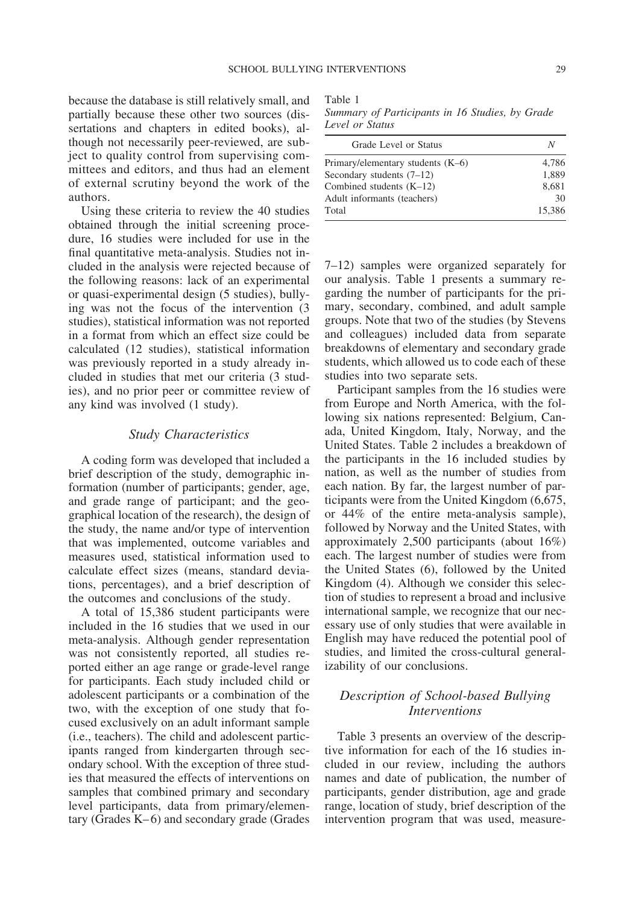because the database is still relatively small, and partially because these other two sources (dissertations and chapters in edited books), although not necessarily peer-reviewed, are subject to quality control from supervising committees and editors, and thus had an element of external scrutiny beyond the work of the authors.

Using these criteria to review the 40 studies obtained through the initial screening procedure, 16 studies were included for use in the final quantitative meta-analysis. Studies not included in the analysis were rejected because of the following reasons: lack of an experimental or quasi-experimental design (5 studies), bullying was not the focus of the intervention (3 studies), statistical information was not reported in a format from which an effect size could be calculated (12 studies), statistical information was previously reported in a study already included in studies that met our criteria (3 studies), and no prior peer or committee review of any kind was involved (1 study).

### *Study Characteristics*

A coding form was developed that included a brief description of the study, demographic information (number of participants; gender, age, and grade range of participant; and the geographical location of the research), the design of the study, the name and/or type of intervention that was implemented, outcome variables and measures used, statistical information used to calculate effect sizes (means, standard deviations, percentages), and a brief description of the outcomes and conclusions of the study.

A total of 15,386 student participants were included in the 16 studies that we used in our meta-analysis. Although gender representation was not consistently reported, all studies reported either an age range or grade-level range for participants. Each study included child or adolescent participants or a combination of the two, with the exception of one study that focused exclusively on an adult informant sample (i.e., teachers). The child and adolescent participants ranged from kindergarten through secondary school. With the exception of three studies that measured the effects of interventions on samples that combined primary and secondary level participants, data from primary/elementary (Grades K–6) and secondary grade (Grades 7–12) samples were organized separately for our analysis. Table 1 presents a summary regarding the number of participants for the primary, secondary, combined, and adult sample groups. Note that two of the studies (by Stevens and colleagues) included data from separate breakdowns of elementary and secondary grade students, which allowed us to code each of these studies into two separate sets.

Table 1
*Summary of Participants in 16 Studies, by Grade Level or Status*

| Grade Level or Status | *N* |
|---|---|
| Primary/elementary students (K–6) | 4,786 |
| Secondary students (7–12) | 1,889 |
| Combined students (K–12) | 8,681 |
| Adult informants (teachers) | 30 |
| Total | 15,386 |

Participant samples from the 16 studies were from Europe and North America, with the following six nations represented: Belgium, Canada, United Kingdom, Italy, Norway, and the United States. Table 2 includes a breakdown of the participants in the 16 included studies by nation, as well as the number of studies from each nation. By far, the largest number of participants were from the United Kingdom (6,675, or 44% of the entire meta-analysis sample), followed by Norway and the United States, with approximately 2,500 participants (about 16%) each. The largest number of studies were from the United States (6), followed by the United Kingdom (4). Although we consider this selection of studies to represent a broad and inclusive international sample, we recognize that our necessary use of only studies that were available in English may have reduced the potential pool of studies, and limited the cross-cultural generalizability of our conclusions.

### *Description of School-based Bullying Interventions*

Table 3 presents an overview of the descriptive information for each of the 16 studies included in our review, including the authors names and date of publication, the number of participants, gender distribution, age and grade range, location of study, brief description of the intervention program that was used, measure-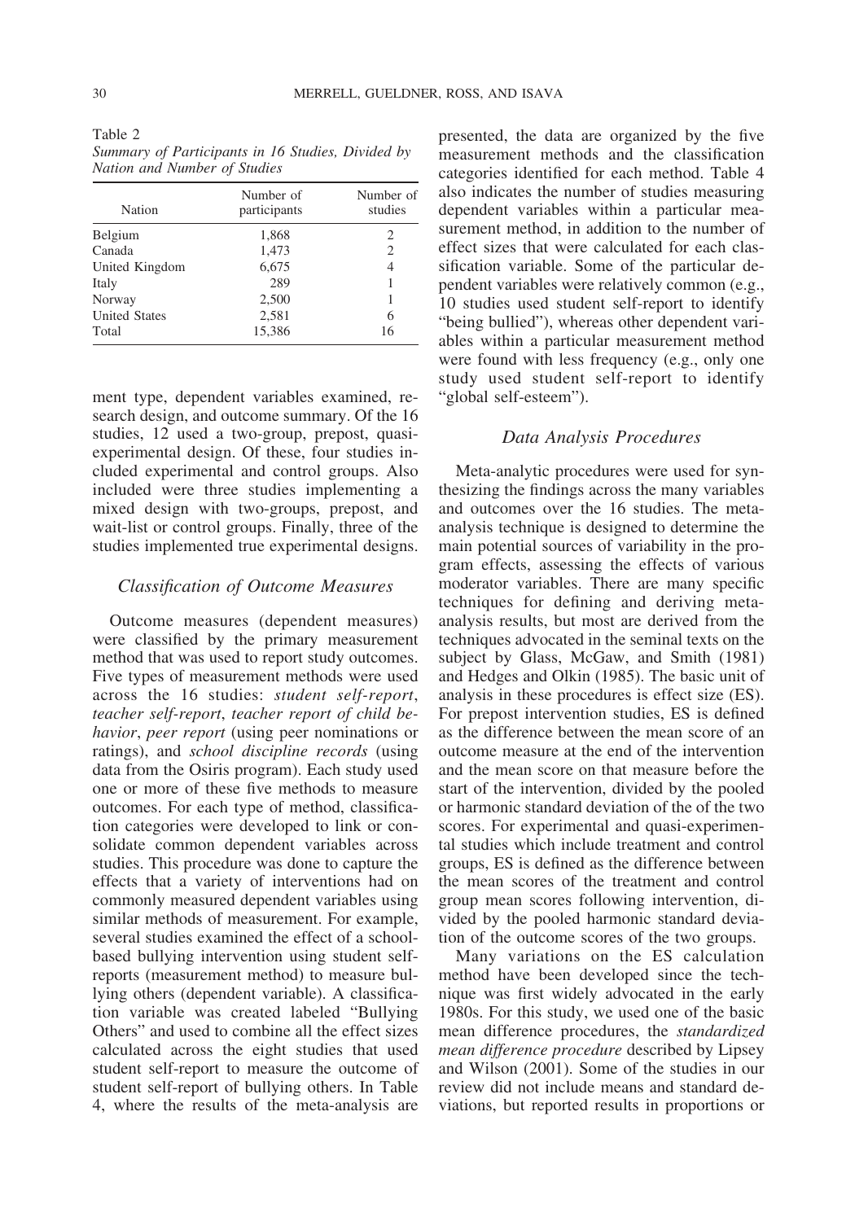Table 2
*Summary of Participants in 16 Studies, Divided by Nation and Number of Studies*

| Nation | Number of participants | Number of studies |
|---|---|---|
| Belgium | 1,868 | 2 |
| Canada | 1,473 | 2 |
| United Kingdom | 6,675 | 4 |
| Italy | 289 | 1 |
| Norway | 2,500 | 1 |
| United States | 2,581 | 6 |
| Total | 15,386 | 16 |

ment type, dependent variables examined, research design, and outcome summary. Of the 16 studies, 12 used a two-group, prepost, quasi-experimental design. Of these, four studies included experimental and control groups. Also included were three studies implementing a mixed design with two-groups, prepost, and wait-list or control groups. Finally, three of the studies implemented true experimental designs.

### Classification of Outcome Measures

Outcome measures (dependent measures) were classified by the primary measurement method that was used to report study outcomes. Five types of measurement methods were used across the 16 studies: *student self-report*, *teacher self-report*, *teacher report of child behavior*, *peer report* (using peer nominations or ratings), and *school discipline records* (using data from the Osiris program). Each study used one or more of these five methods to measure outcomes. For each type of method, classification categories were developed to link or consolidate common dependent variables across studies. This procedure was done to capture the effects that a variety of interventions had on commonly measured dependent variables using similar methods of measurement. For example, several studies examined the effect of a school-based bullying intervention using student self-reports (measurement method) to measure bullying others (dependent variable). A classification variable was created labeled "Bullying Others" and used to combine all the effect sizes calculated across the eight studies that used student self-report to measure the outcome of student self-report of bullying others. In Table 4, where the results of the meta-analysis are presented, the data are organized by the five measurement methods and the classification categories identified for each method. Table 4 also indicates the number of studies measuring dependent variables within a particular measurement method, in addition to the number of effect sizes that were calculated for each classification variable. Some of the particular dependent variables were relatively common (e.g., 10 studies used student self-report to identify "being bullied"), whereas other dependent variables within a particular measurement method were found with less frequency (e.g., only one study used student self-report to identify "global self-esteem").

### Data Analysis Procedures

Meta-analytic procedures were used for synthesizing the findings across the many variables and outcomes over the 16 studies. The meta-analysis technique is designed to determine the main potential sources of variability in the program effects, assessing the effects of various moderator variables. There are many specific techniques for defining and deriving meta-analysis results, but most are derived from the techniques advocated in the seminal texts on the subject by Glass, McGaw, and Smith (1981) and Hedges and Olkin (1985). The basic unit of analysis in these procedures is effect size (ES). For prepost intervention studies, ES is defined as the difference between the mean score of an outcome measure at the end of the intervention and the mean score on that measure before the start of the intervention, divided by the pooled or harmonic standard deviation of the of the two scores. For experimental and quasi-experimental studies which include treatment and control groups, ES is defined as the difference between the mean scores of the treatment and control group mean scores following intervention, divided by the pooled harmonic standard deviation of the outcome scores of the two groups.

Many variations on the ES calculation method have been developed since the technique was first widely advocated in the early 1980s. For this study, we used one of the basic mean difference procedures, the *standardized mean difference procedure* described by Lipsey and Wilson (2001). Some of the studies in our review did not include means and standard deviations, but reported results in proportions or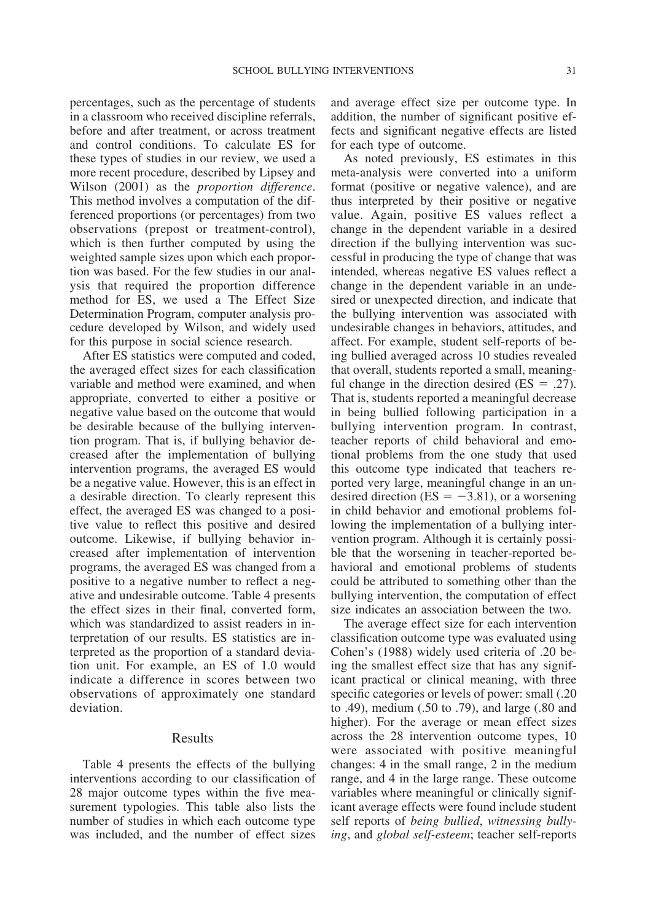percentages, such as the percentage of students in a classroom who received discipline referrals, before and after treatment, or across treatment and control conditions. To calculate ES for these types of studies in our review, we used a more recent procedure, described by Lipsey and Wilson (2001) as the *proportion difference*. This method involves a computation of the differenced proportions (or percentages) from two observations (prepost or treatment-control), which is then further computed by using the weighted sample sizes upon which each proportion was based. For the few studies in our analysis that required the proportion difference method for ES, we used a The Effect Size Determination Program, computer analysis procedure developed by Wilson, and widely used for this purpose in social science research.

After ES statistics were computed and coded, the averaged effect sizes for each classification variable and method were examined, and when appropriate, converted to either a positive or negative value based on the outcome that would be desirable because of the bullying intervention program. That is, if bullying behavior decreased after the implementation of bullying intervention programs, the averaged ES would be a negative value. However, this is an effect in a desirable direction. To clearly represent this effect, the averaged ES was changed to a positive value to reflect this positive and desired outcome. Likewise, if bullying behavior increased after implementation of intervention programs, the averaged ES was changed from a positive to a negative number to reflect a negative and undesirable outcome. Table 4 presents the effect sizes in their final, converted form, which was standardized to assist readers in interpretation of our results. ES statistics are interpreted as the proportion of a standard deviation unit. For example, an ES of 1.0 would indicate a difference in scores between two observations of approximately one standard deviation.

## Results

Table 4 presents the effects of the bullying interventions according to our classification of 28 major outcome types within the five measurement typologies. This table also lists the number of studies in which each outcome type was included, and the number of effect sizes and average effect size per outcome type. In addition, the number of significant positive effects and significant negative effects are listed for each type of outcome.

As noted previously, ES estimates in this meta-analysis were converted into a uniform format (positive or negative valence), and are thus interpreted by their positive or negative value. Again, positive ES values reflect a change in the dependent variable in a desired direction if the bullying intervention was successful in producing the type of change that was intended, whereas negative ES values reflect a change in the dependent variable in an undesired or unexpected direction, and indicate that the bullying intervention was associated with undesirable changes in behaviors, attitudes, and affect. For example, student self-reports of being bullied averaged across 10 studies revealed that overall, students reported a small, meaningful change in the direction desired (ES = .27). That is, students reported a meaningful decrease in being bullied following participation in a bullying intervention program. In contrast, teacher reports of child behavioral and emotional problems from the one study that used this outcome type indicated that teachers reported very large, meaningful change in an undesired direction (ES = −3.81), or a worsening in child behavior and emotional problems following the implementation of a bullying intervention program. Although it is certainly possible that the worsening in teacher-reported behavioral and emotional problems of students could be attributed to something other than the bullying intervention, the computation of effect size indicates an association between the two.

The average effect size for each intervention classification outcome type was evaluated using Cohen's (1988) widely used criteria of .20 being the smallest effect size that has any significant practical or clinical meaning, with three specific categories or levels of power: small (.20 to .49), medium (.50 to .79), and large (.80 and higher). For the average or mean effect sizes across the 28 intervention outcome types, 10 were associated with positive meaningful changes: 4 in the small range, 2 in the medium range, and 4 in the large range. These outcome variables where meaningful or clinically significant average effects were found include student self reports of *being bullied*, *witnessing bullying*, and *global self-esteem*; teacher self-reports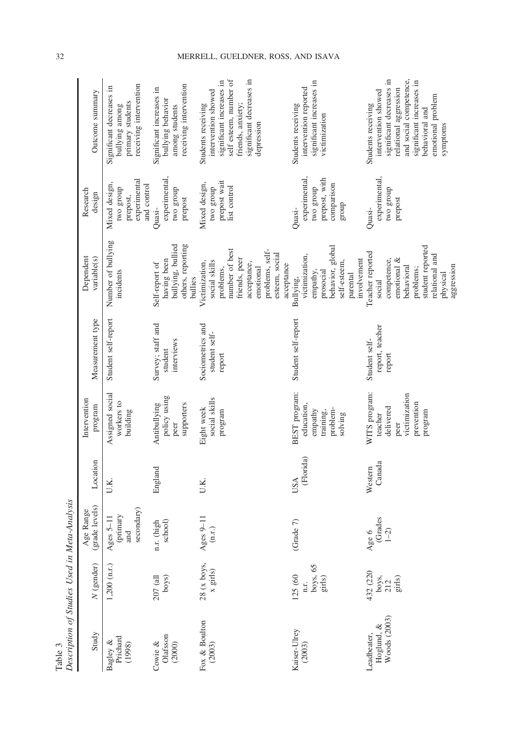Table 3
*Description of Studies Used in Meta-Analysis*

| Study | *N* (gender) | Age Range (grade levels) | Location | Intervention program | Measurement type | Dependent variable(s) | Research design | Outcome summary |
|---|---|---|---|---|---|---|---|---|
| Bagley & Prichard (1998) | 1,200 (n.r.) | Ages 5–11 (primary and secondary) | U.K. | Assigned social workers to building | Student self-report | Number of bullying incidents | Mixed design, two group prepost, experimental and control | Significant decreases in bullying among primary students receiving intervention |
| Cowie & Olafsson (2000) | 207 (all boys) | n.r. (high school) | England | Antibullying policy using peer supporters | Survey; staff and student interviews | Self-report of having been bullying, bullied others, reporting bullies | Quasi-experimental, two group prepost | Significant increases in bullying behavior among students receiving intervention |
| Fox & Boulton (2003) | 28 (x boys, x girls) | Ages 9–11 (n.r.) | U.K. | Eight week social skills program | Sociometrics and student self-report | Victimization, social skills problems, number of best friends, peer acceptance, emotional problems, self-esteem, social acceptance | Mixed design, two group prepost wait list control | Students receiving intervention showed significant increases in self esteem, number of friends, anxiety; significant decreases in depression |
| Kaiser-Ulrey (2003) | 125 (60 n.r. boys, 65 girls) | (Grade 7) | USA (Florida) | BEST program: education, empathy training, problem-solving | Student self-report | Bullying, victimization, empathy, prosocial behavior, global self-esteem, parental involvement | Quasi-experimental, two group prepost, with comparison group | Students receiving intervention reported significant increases in victimization |
| Leadbeater, Hoglund, & Woods (2003) | 432 (220 boys, 212 girls) | Age 6 (Grades 1–2) | Western Canada | WITS program: teacher delivered peer victimization prevention program | Student self-report, teacher report | Teacher reported social competence, emotional & behavioral problems; student reported relational and physical aggression | Quasi-experimental, two group prepost | Students receiving intervention showed significant decreases in relational aggression and social competence, significant increases in behavioral and emotional problem symptoms |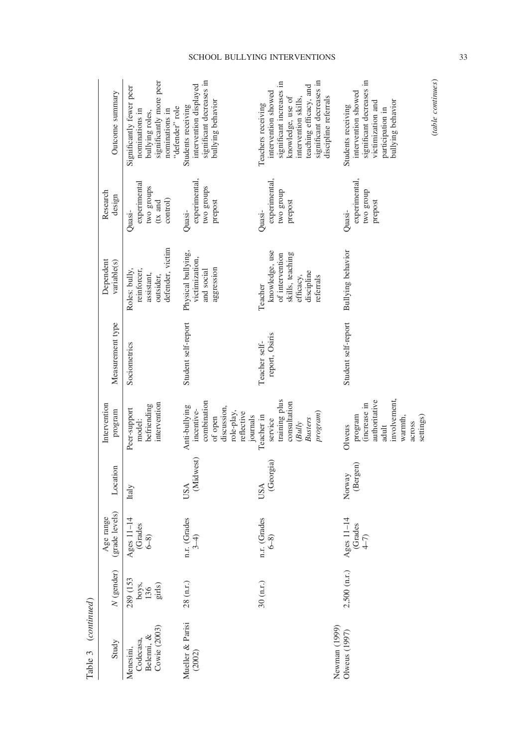Table 3 (*continued*)

| Study | *N* (gender) | Age range (grade levels) | Location | Intervention program | Measurement type | Dependent variable(s) | Research design | Outcome summary |
|---|---|---|---|---|---|---|---|---|
| Menesini, Codecasa, Belenni, & Cowie (2003) | 289 (153 boys, 136 girls) | Ages 11–14 (Grades 6–8) | Italy | Peer-support model: befriending intervention | Sociometrics | Roles: bully, reinforcer, assistant, outsider, defender, victim | Quasi-experimental two groups (tx and control) | Significantly fewer peer nominations in bullying roles, significantly more peer nominations in "defender" role |
| Mueller & Parisi (2002) | 28 (n.r.) | n.r. (Grades 3–4) | USA (Midwest) | Anti-bullying incentive-combination of open discussion, role-play, reflective journals | Student self-report | Physical bullying, victimization, and social aggression | Quasi-experimental, two groups prepost | Students receiving intervention displayed significant decreases in bullying behavior |
| | 30 (n.r.) | n.r. (Grades 6–8) | USA (Georgia) | Teacher in service training plus consultation (*Bully Busters program*) | Teacher self-report, Osiris | Teacher knowledge, use of intervention skills, teaching efficacy, discipline referrals | Quasi-experimental, two group prepost | Teachers receiving intervention showed significant increases in knowledge, use of intervention skills, teaching efficacy, and significant decreases in discipline referrals |
| Newman (1999) | | | | | | | | |
| Olweus (1997) | 2,500 (n.r.) | Ages 11–14 (Grades 4–7) | Norway (Bergen) | Olweus program (increase in authoritative adult involvement, warmth, across settings) | Student self-report | Bullying behavior | Quasi-experimental, two group prepost | Students receiving intervention showed significant decreases in victimization and participation in bullying behavior |

(*table continues*)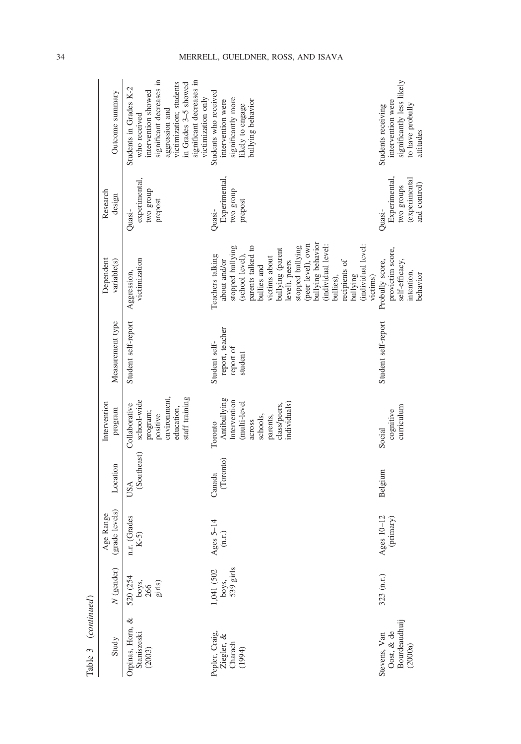Table 3 *(continued)*

| Study | *N* (gender) | Age Range (grade levels) | Location | Intervention program | Measurement type | Dependent variable(s) | Research design | Outcome summary |
|---|---|---|---|---|---|---|---|---|
| Orpinas, Horn, & Staniszeski (2003) | 520 (254 boys, 266 girls) | n.r. (Grades K-5) | USA (Southeast) | Collaborative school-wide program; positive environment, education, staff training | Student self-report | Aggression, victimization | Quasi-experimental, two group prepost | Students in Grades K-2 who received intervention showed significant decreases in aggression and victimization; students in Grades 3–5 showed significant decreases in victimization only |
| Pepler, Craig, Ziegler, & Charach (1994) | 1,041 (502 boys, 539 girls) | Ages 5–14 (n.r.) | Canada (Toronto) | Toronto Antibullying Intervention (multi-level across schools, parents, class/peers, individuals) | Student self-report, teacher report of student | Teachers talking about and/or stopped bullying (school level), parents talked to bullies and victims about bullying (parent level), peers stopped bullying (peer level), own bullying behavior (individual level: bullies), recipients of bullying (individual level: victims) | Quasi-Experimental, two group prepost | Students who received intervention were significantly more likely to engage bullying behavior |
| Stevens, Van Oost, & de Bourdeaudhuij (2000a) | 323 (n.r.) | Ages 10–12 (primary) | Belgium | Social cognitive curriculum | Student self-report | Probully score, provictim score, self-efficacy, intention, behavior | Quasi-Experimental, two groups (experimental and control) | Students receiving intervention were significantly less likely to have probully attitudes |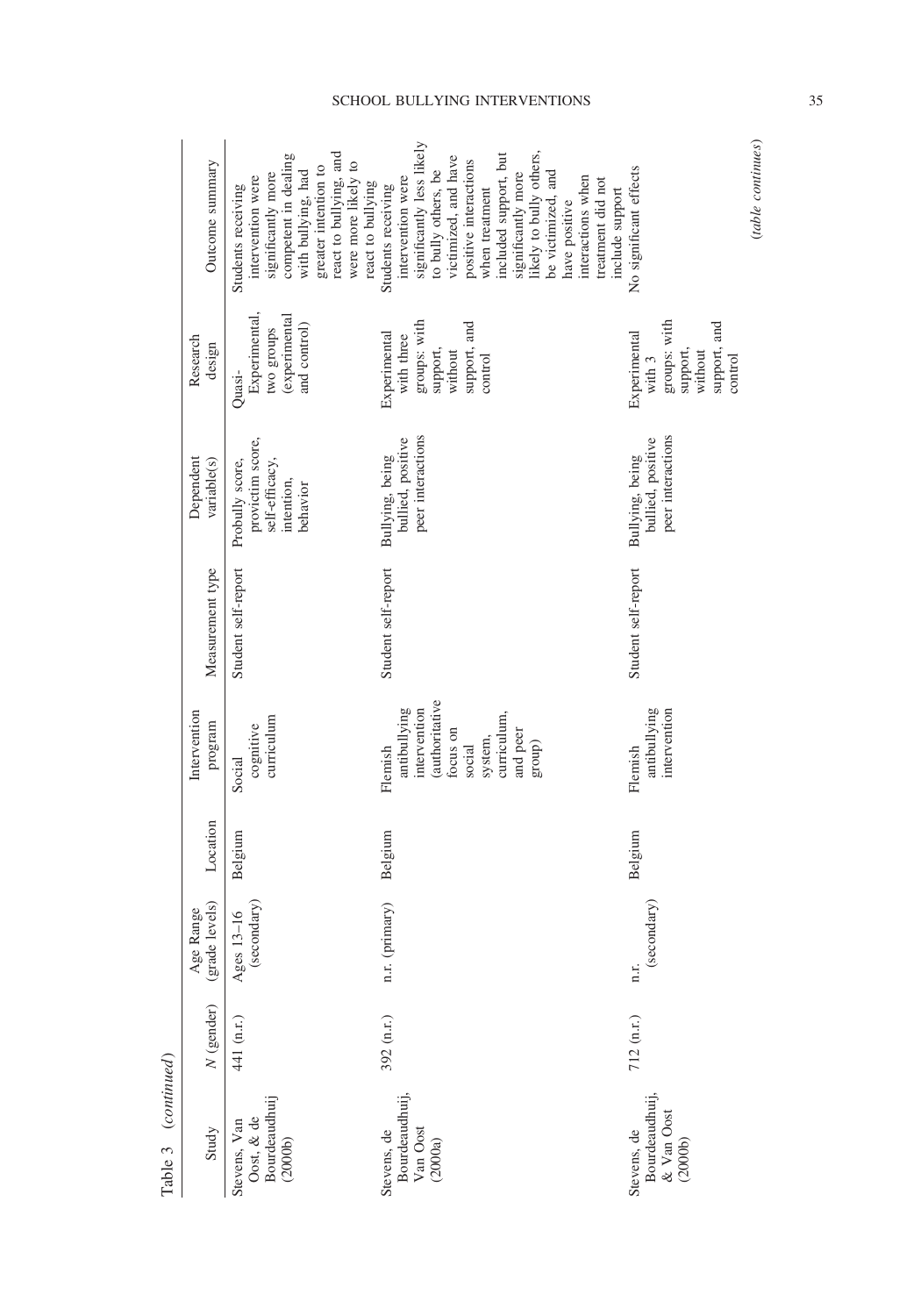Table 3 *(continued)*

| Study | *N* (gender) | Age Range (grade levels) | Location | Intervention program | Measurement type | Dependent variable(s) | Research design | Outcome summary |
|---|---|---|---|---|---|---|---|---|
| Stevens, Van Oost, & de Bourdeaudhuij (2000b) | 441 (n.r.) | Ages 13–16 (secondary) | Belgium | Social cognitive curriculum | Student self-report | Probully score, provictim score, self-efficacy, intention, behavior | Quasi-Experimental, two groups (experimental and control) | Students receiving intervention were significantly more competent in dealing with bullying, had greater intention to react to bullying, and were more likely to react to bullying |
| Stevens, de Bourdeaudhuij, Van Oost (2000a) | 392 (n.r.) | n.r. (primary) | Belgium | Flemish antibullying intervention (authoritative focus on social system, curriculum, and peer group) | Student self-report | Bullying, being bullied, positive peer interactions | Experimental with three groups: with support, without support, and control | Students receiving intervention were significantly less likely to bully others, be victimized, and have positive interactions when treatment included support, but significantly more likely to bully others, be victimized, and have positive interactions when treatment did not include support |
| Stevens, de Bourdeaudhuij, & Van Oost (2000b) | 712 (n.r.) | n.r. (secondary) | Belgium | Flemish antibullying intervention | Student self-report | Bullying, being bullied, positive peer interactions | Experimental with 3 groups: with support, without support, and control | No significant effects |

*(table continues)*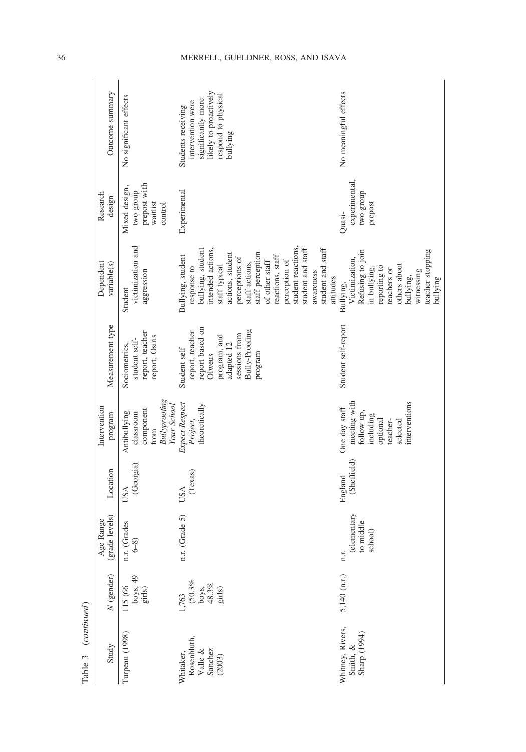Table 3 (*continued*)

| Study | *N* (gender) | Age Range (grade levels) | Location | Intervention program | Measurement type | Dependent variable(s) | Research design | Outcome summary |
|---|---|---|---|---|---|---|---|---|
| Turpeau (1998) | 115 (66 boys, 49 girls) | n.r. (Grades 6–8) | USA (Georgia) | Antibullying classroom component from *Bullyproofing Your School* | Sociometrics, student self-report, teacher report, Osiris report | Student victimization and aggression | Mixed design, two group prepost with waitlist control | No significant effects |
| Whitaker, Rosenbluth, Valle & Sanchez (2003) | 1,763 (50.3% boys, 48.3% girls) | n.r. (Grade 5) | USA (Texas) | *Expect-Respect Project*, theoretically | Student self report, teacher report based on Olweus program, and adapted 12 sessions from Bully-Proofing program | Bullying, student response to bullying, student intended actions, staff typical actions, student perceptions of staff actions, staff perception of other staff reactions, staff perception of student reactions, student and staff awareness student and staff attitudes | Experimental | Students receiving intervention were significantly more likely to proactively respond to physical bullying |
| Whitney, Rivers, Smith, & Sharp (1994) | 5,140 (n.r.) | n.r. (elementary to middle school) | England (Sheffield) | One day staff meeting with follow up, including optional teacher-selected interventions | Student self-report | Bullying, Victimization, Refusing to join in bullying, reporting to teachers or others about bullying, witnessing teacher stopping bullying | Quasi-experimental, two group prepost | No meaningful effects |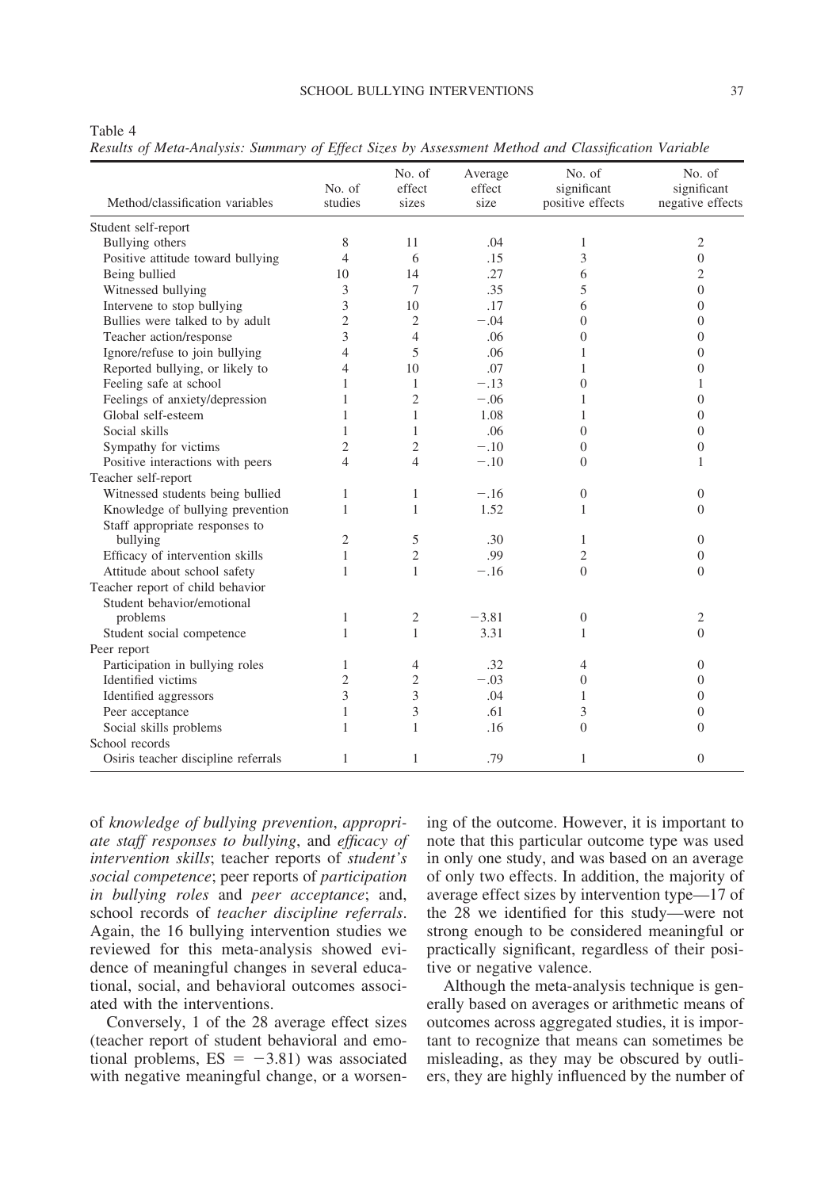Table 4
*Results of Meta-Analysis: Summary of Effect Sizes by Assessment Method and Classification Variable*

| Method/classification variables | No. of studies | No. of effect sizes | Average effect size | No. of significant positive effects | No. of significant negative effects |
|---|---|---|---|---|---|
| Student self-report | | | | | |
| Bullying others | 8 | 11 | .04 | 1 | 2 |
| Positive attitude toward bullying | 4 | 6 | .15 | 3 | 0 |
| Being bullied | 10 | 14 | .27 | 6 | 2 |
| Witnessed bullying | 3 | 7 | .35 | 5 | 0 |
| Intervene to stop bullying | 3 | 10 | .17 | 6 | 0 |
| Bullies were talked to by adult | 2 | 2 | −.04 | 0 | 0 |
| Teacher action/response | 3 | 4 | .06 | 0 | 0 |
| Ignore/refuse to join bullying | 4 | 5 | .06 | 1 | 0 |
| Reported bullying, or likely to | 4 | 10 | .07 | 1 | 0 |
| Feeling safe at school | 1 | 1 | −.13 | 0 | 1 |
| Feelings of anxiety/depression | 1 | 2 | −.06 | 1 | 0 |
| Global self-esteem | 1 | 1 | 1.08 | 1 | 0 |
| Social skills | 1 | 1 | .06 | 0 | 0 |
| Sympathy for victims | 2 | 2 | −.10 | 0 | 0 |
| Positive interactions with peers | 4 | 4 | −.10 | 0 | 1 |
| Teacher self-report | | | | | |
| Witnessed students being bullied | 1 | 1 | −.16 | 0 | 0 |
| Knowledge of bullying prevention | 1 | 1 | 1.52 | 1 | 0 |
| Staff appropriate responses to bullying | 2 | 5 | .30 | 1 | 0 |
| Efficacy of intervention skills | 1 | 2 | .99 | 2 | 0 |
| Attitude about school safety | 1 | 1 | −.16 | 0 | 0 |
| Teacher report of child behavior | | | | | |
| Student behavior/emotional problems | 1 | 2 | −3.81 | 0 | 2 |
| Student social competence | 1 | 1 | 3.31 | 1 | 0 |
| Peer report | | | | | |
| Participation in bullying roles | 1 | 4 | .32 | 4 | 0 |
| Identified victims | 2 | 2 | −.03 | 0 | 0 |
| Identified aggressors | 3 | 3 | .04 | 1 | 0 |
| Peer acceptance | 1 | 3 | .61 | 3 | 0 |
| Social skills problems | 1 | 1 | .16 | 0 | 0 |
| School records | | | | | |
| Osiris teacher discipline referrals | 1 | 1 | .79 | 1 | 0 |

of *knowledge of bullying prevention*, *appropriate staff responses to bullying*, and *efficacy of intervention skills*; teacher reports of *student's social competence*; peer reports of *participation in bullying roles* and *peer acceptance*; and, school records of *teacher discipline referrals*. Again, the 16 bullying intervention studies we reviewed for this meta-analysis showed evidence of meaningful changes in several educational, social, and behavioral outcomes associated with the interventions.

Conversely, 1 of the 28 average effect sizes (teacher report of student behavioral and emotional problems, ES = −3.81) was associated with negative meaningful change, or a worsening of the outcome. However, it is important to note that this particular outcome type was used in only one study, and was based on an average of only two effects. In addition, the majority of average effect sizes by intervention type—17 of the 28 we identified for this study—were not strong enough to be considered meaningful or practically significant, regardless of their positive or negative valence.

Although the meta-analysis technique is generally based on averages or arithmetic means of outcomes across aggregated studies, it is important to recognize that means can sometimes be misleading, as they may be obscured by outliers, they are highly influenced by the number of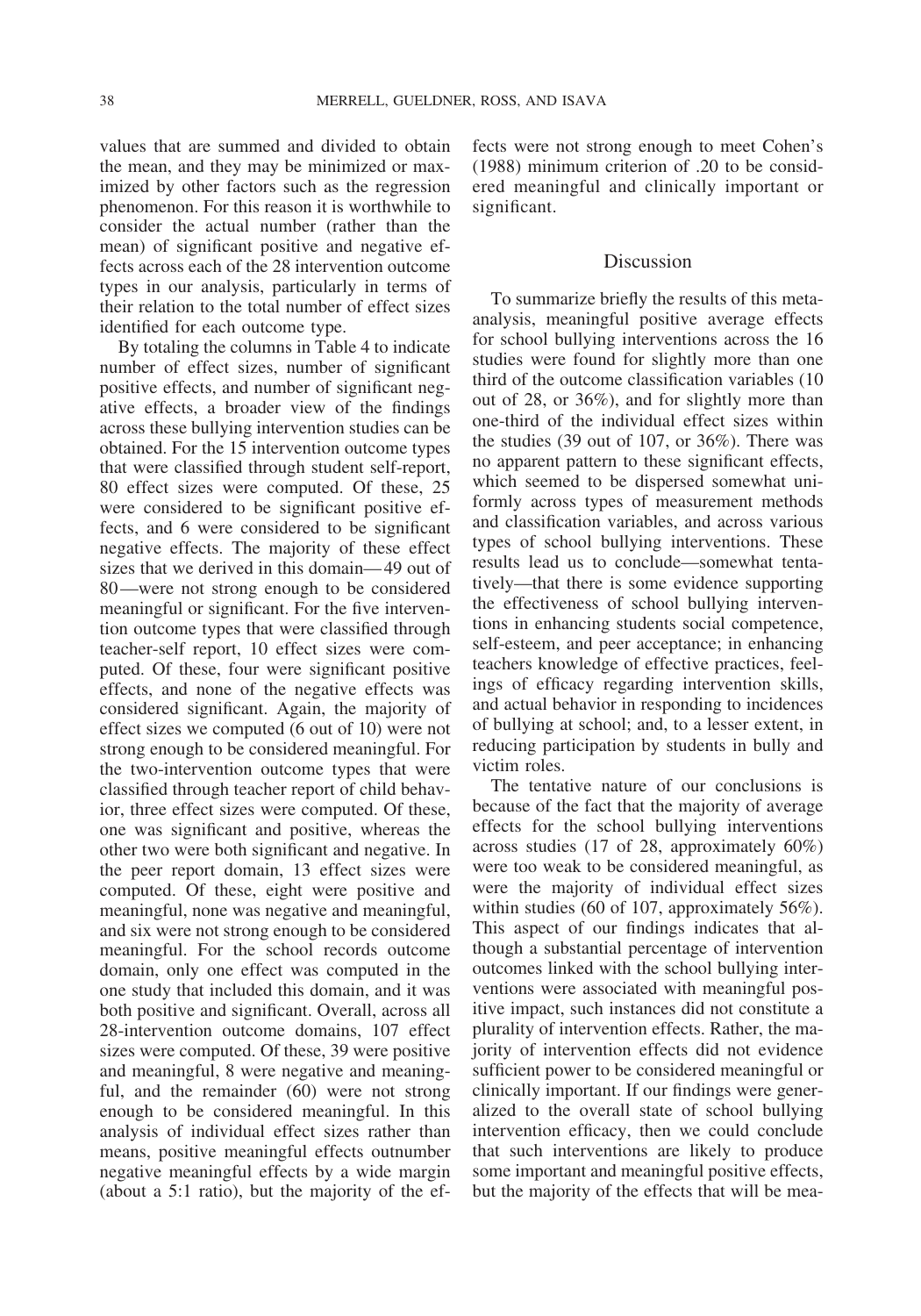values that are summed and divided to obtain the mean, and they may be minimized or maximized by other factors such as the regression phenomenon. For this reason it is worthwhile to consider the actual number (rather than the mean) of significant positive and negative effects across each of the 28 intervention outcome types in our analysis, particularly in terms of their relation to the total number of effect sizes identified for each outcome type.

By totaling the columns in Table 4 to indicate number of effect sizes, number of significant positive effects, and number of significant negative effects, a broader view of the findings across these bullying intervention studies can be obtained. For the 15 intervention outcome types that were classified through student self-report, 80 effect sizes were computed. Of these, 25 were considered to be significant positive effects, and 6 were considered to be significant negative effects. The majority of these effect sizes that we derived in this domain—49 out of 80—were not strong enough to be considered meaningful or significant. For the five intervention outcome types that were classified through teacher-self report, 10 effect sizes were computed. Of these, four were significant positive effects, and none of the negative effects was considered significant. Again, the majority of effect sizes we computed (6 out of 10) were not strong enough to be considered meaningful. For the two-intervention outcome types that were classified through teacher report of child behavior, three effect sizes were computed. Of these, one was significant and positive, whereas the other two were both significant and negative. In the peer report domain, 13 effect sizes were computed. Of these, eight were positive and meaningful, none was negative and meaningful, and six were not strong enough to be considered meaningful. For the school records outcome domain, only one effect was computed in the one study that included this domain, and it was both positive and significant. Overall, across all 28-intervention outcome domains, 107 effect sizes were computed. Of these, 39 were positive and meaningful, 8 were negative and meaningful, and the remainder (60) were not strong enough to be considered meaningful. In this analysis of individual effect sizes rather than means, positive meaningful effects outnumber negative meaningful effects by a wide margin (about a 5:1 ratio), but the majority of the effects were not strong enough to meet Cohen's (1988) minimum criterion of .20 to be considered meaningful and clinically important or significant.

## Discussion

To summarize briefly the results of this meta-analysis, meaningful positive average effects for school bullying interventions across the 16 studies were found for slightly more than one third of the outcome classification variables (10 out of 28, or 36%), and for slightly more than one-third of the individual effect sizes within the studies (39 out of 107, or 36%). There was no apparent pattern to these significant effects, which seemed to be dispersed somewhat uniformly across types of measurement methods and classification variables, and across various types of school bullying interventions. These results lead us to conclude—somewhat tentatively—that there is some evidence supporting the effectiveness of school bullying interventions in enhancing students social competence, self-esteem, and peer acceptance; in enhancing teachers knowledge of effective practices, feelings of efficacy regarding intervention skills, and actual behavior in responding to incidences of bullying at school; and, to a lesser extent, in reducing participation by students in bully and victim roles.

The tentative nature of our conclusions is because of the fact that the majority of average effects for the school bullying interventions across studies (17 of 28, approximately 60%) were too weak to be considered meaningful, as were the majority of individual effect sizes within studies (60 of 107, approximately 56%). This aspect of our findings indicates that although a substantial percentage of intervention outcomes linked with the school bullying interventions were associated with meaningful positive impact, such instances did not constitute a plurality of intervention effects. Rather, the majority of intervention effects did not evidence sufficient power to be considered meaningful or clinically important. If our findings were generalized to the overall state of school bullying intervention efficacy, then we could conclude that such interventions are likely to produce some important and meaningful positive effects, but the majority of the effects that will be mea-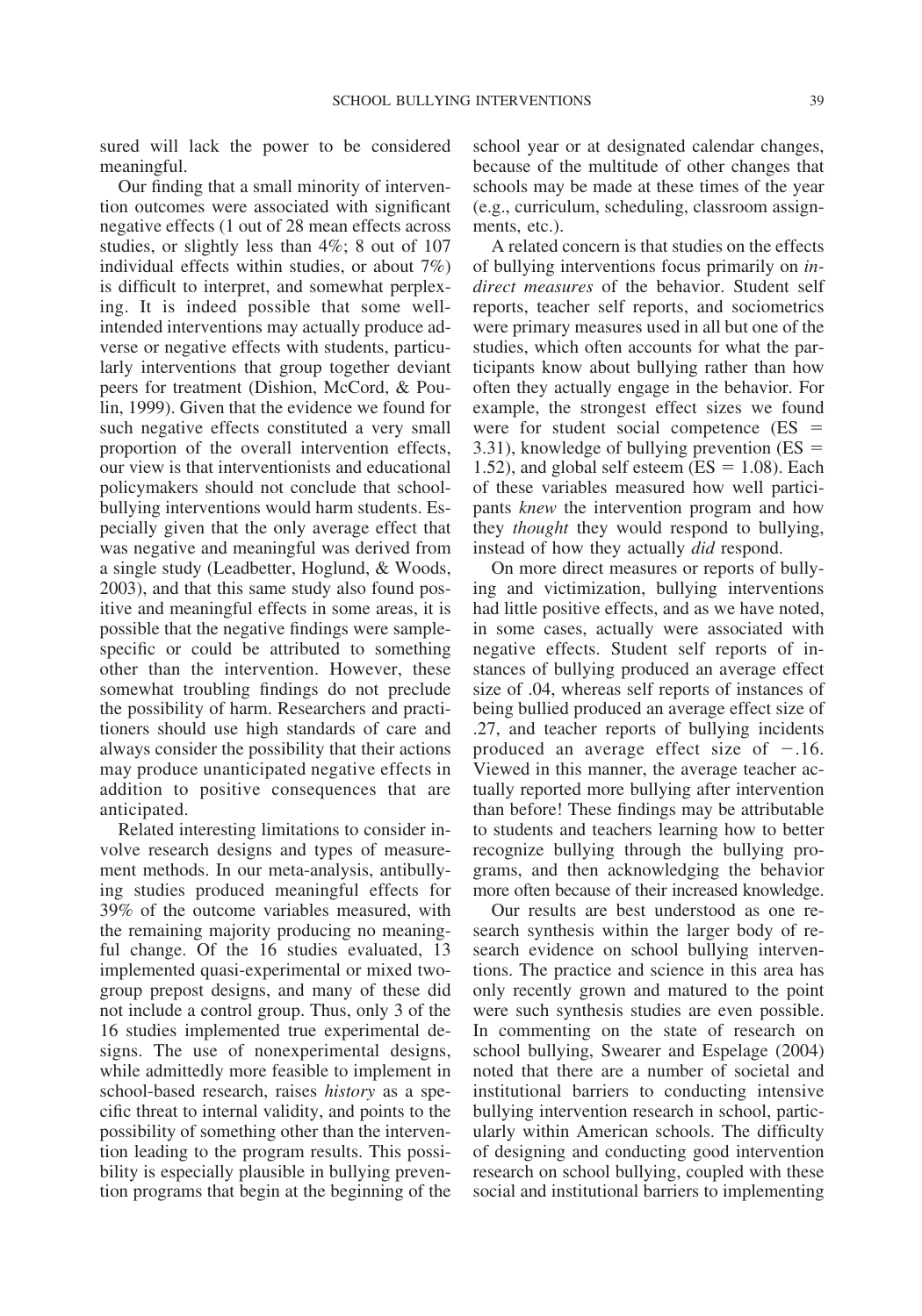sured will lack the power to be considered meaningful.

Our finding that a small minority of intervention outcomes were associated with significant negative effects (1 out of 28 mean effects across studies, or slightly less than 4%; 8 out of 107 individual effects within studies, or about 7%) is difficult to interpret, and somewhat perplexing. It is indeed possible that some well-intended interventions may actually produce adverse or negative effects with students, particularly interventions that group together deviant peers for treatment (Dishion, McCord, & Poulin, 1999). Given that the evidence we found for such negative effects constituted a very small proportion of the overall intervention effects, our view is that interventionists and educational policymakers should not conclude that school-bullying interventions would harm students. Especially given that the only average effect that was negative and meaningful was derived from a single study (Leadbetter, Hoglund, & Woods, 2003), and that this same study also found positive and meaningful effects in some areas, it is possible that the negative findings were sample-specific or could be attributed to something other than the intervention. However, these somewhat troubling findings do not preclude the possibility of harm. Researchers and practitioners should use high standards of care and always consider the possibility that their actions may produce unanticipated negative effects in addition to positive consequences that are anticipated.

Related interesting limitations to consider involve research designs and types of measurement methods. In our meta-analysis, antibullying studies produced meaningful effects for 39% of the outcome variables measured, with the remaining majority producing no meaningful change. Of the 16 studies evaluated, 13 implemented quasi-experimental or mixed two-group prepost designs, and many of these did not include a control group. Thus, only 3 of the 16 studies implemented true experimental designs. The use of nonexperimental designs, while admittedly more feasible to implement in school-based research, raises *history* as a specific threat to internal validity, and points to the possibility of something other than the intervention leading to the program results. This possibility is especially plausible in bullying prevention programs that begin at the beginning of the school year or at designated calendar changes, because of the multitude of other changes that schools may be made at these times of the year (e.g., curriculum, scheduling, classroom assignments, etc.).

A related concern is that studies on the effects of bullying interventions focus primarily on *indirect measures* of the behavior. Student self reports, teacher self reports, and sociometrics were primary measures used in all but one of the studies, which often accounts for what the participants know about bullying rather than how often they actually engage in the behavior. For example, the strongest effect sizes we found were for student social competence (ES = 3.31), knowledge of bullying prevention (ES = 1.52), and global self esteem (ES = 1.08). Each of these variables measured how well participants *knew* the intervention program and how they *thought* they would respond to bullying, instead of how they actually *did* respond.

On more direct measures or reports of bullying and victimization, bullying interventions had little positive effects, and as we have noted, in some cases, actually were associated with negative effects. Student self reports of instances of bullying produced an average effect size of .04, whereas self reports of instances of being bullied produced an average effect size of .27, and teacher reports of bullying incidents produced an average effect size of −.16. Viewed in this manner, the average teacher actually reported more bullying after intervention than before! These findings may be attributable to students and teachers learning how to better recognize bullying through the bullying programs, and then acknowledging the behavior more often because of their increased knowledge.

Our results are best understood as one research synthesis within the larger body of research evidence on school bullying interventions. The practice and science in this area has only recently grown and matured to the point were such synthesis studies are even possible. In commenting on the state of research on school bullying, Swearer and Espelage (2004) noted that there are a number of societal and institutional barriers to conducting intensive bullying intervention research in school, particularly within American schools. The difficulty of designing and conducting good intervention research on school bullying, coupled with these social and institutional barriers to implementing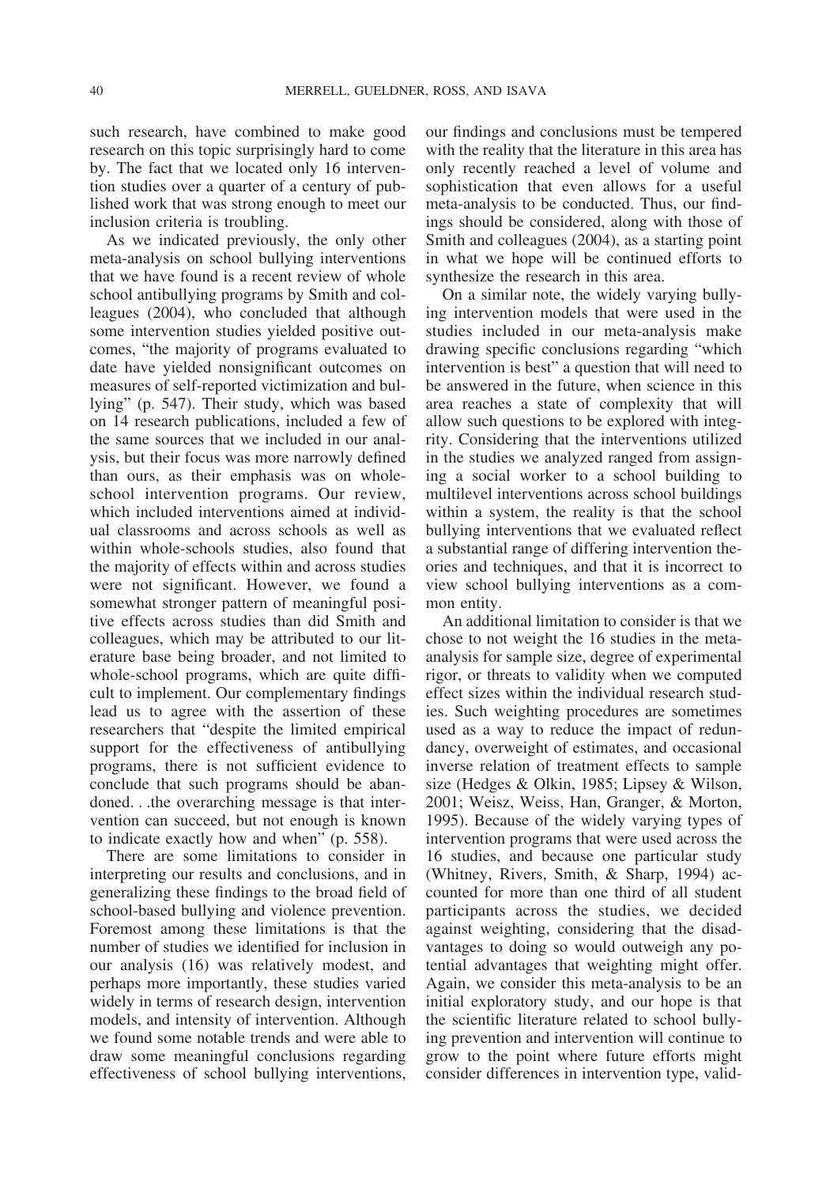such research, have combined to make good research on this topic surprisingly hard to come by. The fact that we located only 16 intervention studies over a quarter of a century of published work that was strong enough to meet our inclusion criteria is troubling.

As we indicated previously, the only other meta-analysis on school bullying interventions that we have found is a recent review of whole school antibullying programs by Smith and colleagues (2004), who concluded that although some intervention studies yielded positive outcomes, "the majority of programs evaluated to date have yielded nonsignificant outcomes on measures of self-reported victimization and bullying" (p. 547). Their study, which was based on 14 research publications, included a few of the same sources that we included in our analysis, but their focus was more narrowly defined than ours, as their emphasis was on whole-school intervention programs. Our review, which included interventions aimed at individual classrooms and across schools as well as within whole-schools studies, also found that the majority of effects within and across studies were not significant. However, we found a somewhat stronger pattern of meaningful positive effects across studies than did Smith and colleagues, which may be attributed to our literature base being broader, and not limited to whole-school programs, which are quite difficult to implement. Our complementary findings lead us to agree with the assertion of these researchers that "despite the limited empirical support for the effectiveness of antibullying programs, there is not sufficient evidence to conclude that such programs should be abandoned. . .the overarching message is that intervention can succeed, but not enough is known to indicate exactly how and when" (p. 558).

There are some limitations to consider in interpreting our results and conclusions, and in generalizing these findings to the broad field of school-based bullying and violence prevention. Foremost among these limitations is that the number of studies we identified for inclusion in our analysis (16) was relatively modest, and perhaps more importantly, these studies varied widely in terms of research design, intervention models, and intensity of intervention. Although we found some notable trends and were able to draw some meaningful conclusions regarding effectiveness of school bullying interventions, our findings and conclusions must be tempered with the reality that the literature in this area has only recently reached a level of volume and sophistication that even allows for a useful meta-analysis to be conducted. Thus, our findings should be considered, along with those of Smith and colleagues (2004), as a starting point in what we hope will be continued efforts to synthesize the research in this area.

On a similar note, the widely varying bullying intervention models that were used in the studies included in our meta-analysis make drawing specific conclusions regarding "which intervention is best" a question that will need to be answered in the future, when science in this area reaches a state of complexity that will allow such questions to be explored with integrity. Considering that the interventions utilized in the studies we analyzed ranged from assigning a social worker to a school building to multilevel interventions across school buildings within a system, the reality is that the school bullying interventions that we evaluated reflect a substantial range of differing intervention theories and techniques, and that it is incorrect to view school bullying interventions as a common entity.

An additional limitation to consider is that we chose to not weight the 16 studies in the meta-analysis for sample size, degree of experimental rigor, or threats to validity when we computed effect sizes within the individual research studies. Such weighting procedures are sometimes used as a way to reduce the impact of redundancy, overweight of estimates, and occasional inverse relation of treatment effects to sample size (Hedges & Olkin, 1985; Lipsey & Wilson, 2001; Weisz, Weiss, Han, Granger, & Morton, 1995). Because of the widely varying types of intervention programs that were used across the 16 studies, and because one particular study (Whitney, Rivers, Smith, & Sharp, 1994) accounted for more than one third of all student participants across the studies, we decided against weighting, considering that the disadvantages to doing so would outweigh any potential advantages that weighting might offer. Again, we consider this meta-analysis to be an initial exploratory study, and our hope is that the scientific literature related to school bullying prevention and intervention will continue to grow to the point where future efforts might consider differences in intervention type, valid-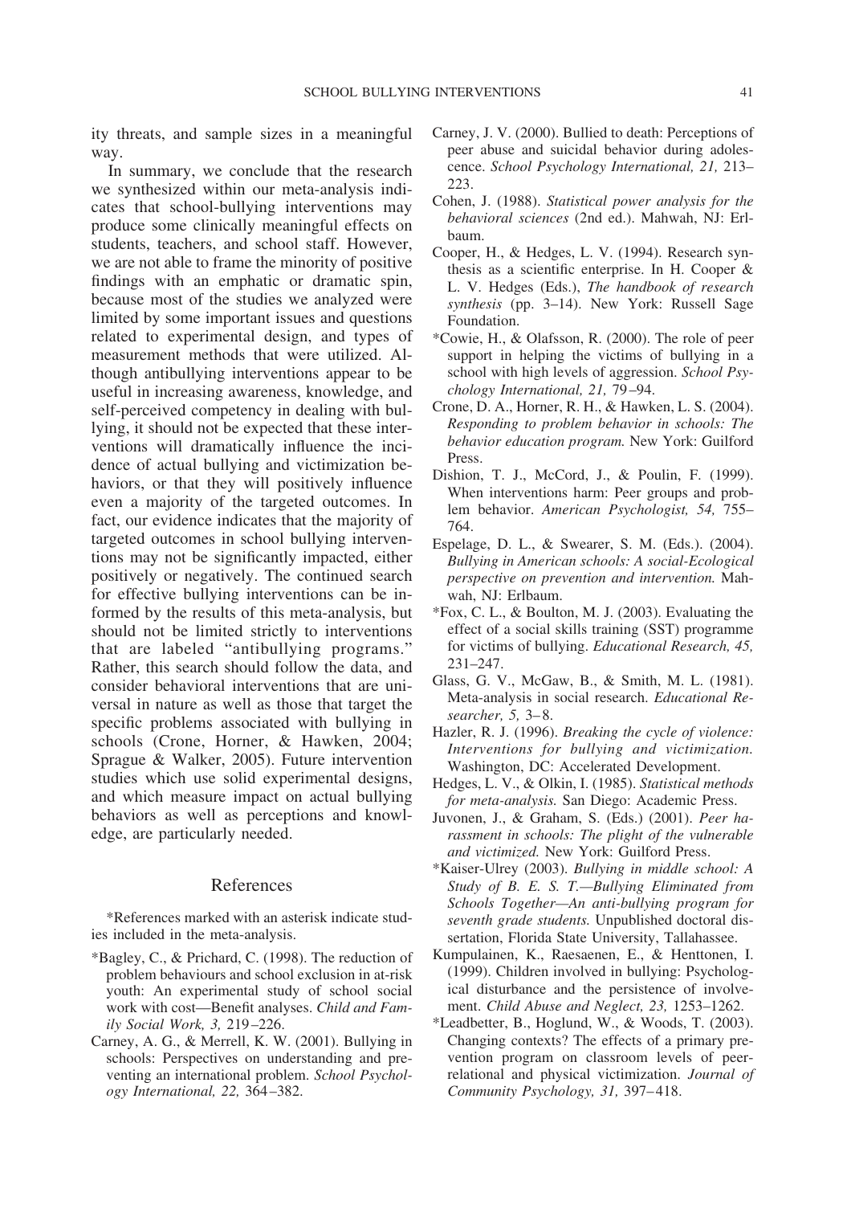ity threats, and sample sizes in a meaningful way.

In summary, we conclude that the research we synthesized within our meta-analysis indicates that school-bullying interventions may produce some clinically meaningful effects on students, teachers, and school staff. However, we are not able to frame the minority of positive findings with an emphatic or dramatic spin, because most of the studies we analyzed were limited by some important issues and questions related to experimental design, and types of measurement methods that were utilized. Although antibullying interventions appear to be useful in increasing awareness, knowledge, and self-perceived competency in dealing with bullying, it should not be expected that these interventions will dramatically influence the incidence of actual bullying and victimization behaviors, or that they will positively influence even a majority of the targeted outcomes. In fact, our evidence indicates that the majority of targeted outcomes in school bullying interventions may not be significantly impacted, either positively or negatively. The continued search for effective bullying interventions can be informed by the results of this meta-analysis, but should not be limited strictly to interventions that are labeled "antibullying programs." Rather, this search should follow the data, and consider behavioral interventions that are universal in nature as well as those that target the specific problems associated with bullying in schools (Crone, Horner, & Hawken, 2004; Sprague & Walker, 2005). Future intervention studies which use solid experimental designs, and which measure impact on actual bullying behaviors as well as perceptions and knowledge, are particularly needed.

## References

*References marked with an asterisk indicate studies included in the meta-analysis.

*Bagley, C., & Prichard, C. (1998). The reduction of problem behaviours and school exclusion in at-risk youth: An experimental study of school social work with cost—Benefit analyses. *Child and Family Social Work, 3,* 219–226.

Carney, A. G., & Merrell, K. W. (2001). Bullying in schools: Perspectives on understanding and preventing an international problem. *School Psychology International, 22,* 364–382.

Carney, J. V. (2000). Bullied to death: Perceptions of peer abuse and suicidal behavior during adolescence. *School Psychology International, 21,* 213–223.

Cohen, J. (1988). *Statistical power analysis for the behavioral sciences* (2nd ed.). Mahwah, NJ: Erlbaum.

Cooper, H., & Hedges, L. V. (1994). Research synthesis as a scientific enterprise. In H. Cooper & L. V. Hedges (Eds.), *The handbook of research synthesis* (pp. 3–14). New York: Russell Sage Foundation.

*Cowie, H., & Olafsson, R. (2000). The role of peer support in helping the victims of bullying in a school with high levels of aggression. *School Psychology International, 21,* 79–94.

Crone, D. A., Horner, R. H., & Hawken, L. S. (2004). *Responding to problem behavior in schools: The behavior education program.* New York: Guilford Press.

Dishion, T. J., McCord, J., & Poulin, F. (1999). When interventions harm: Peer groups and problem behavior. *American Psychologist, 54,* 755–764.

Espelage, D. L., & Swearer, S. M. (Eds.). (2004). *Bullying in American schools: A social-Ecological perspective on prevention and intervention.* Mahwah, NJ: Erlbaum.

*Fox, C. L., & Boulton, M. J. (2003). Evaluating the effect of a social skills training (SST) programme for victims of bullying. *Educational Research, 45,* 231–247.

Glass, G. V., McGaw, B., & Smith, M. L. (1981). Meta-analysis in social research. *Educational Researcher, 5,* 3–8.

Hazler, R. J. (1996). *Breaking the cycle of violence: Interventions for bullying and victimization.* Washington, DC: Accelerated Development.

Hedges, L. V., & Olkin, I. (1985). *Statistical methods for meta-analysis.* San Diego: Academic Press.

Juvonen, J., & Graham, S. (Eds.) (2001). *Peer harassment in schools: The plight of the vulnerable and victimized.* New York: Guilford Press.

*Kaiser-Ulrey (2003). *Bullying in middle school: A Study of B. E. S. T.—Bullying Eliminated from Schools Together—An anti-bullying program for seventh grade students.* Unpublished doctoral dissertation, Florida State University, Tallahassee.

Kumpulainen, K., Raesaenen, E., & Henttonen, I. (1999). Children involved in bullying: Psychological disturbance and the persistence of involvement. *Child Abuse and Neglect, 23,* 1253–1262.

*Leadbetter, B., Hoglund, W., & Woods, T. (2003). Changing contexts? The effects of a primary prevention program on classroom levels of peer-relational and physical victimization. *Journal of Community Psychology, 31,* 397–418.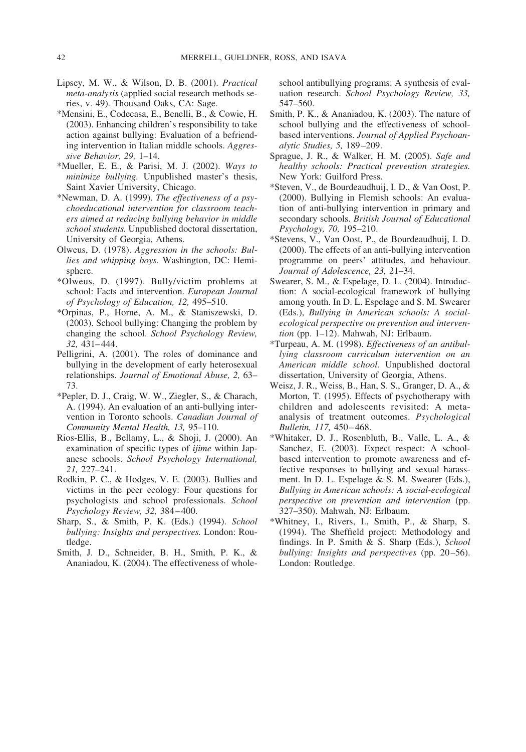Lipsey, M. W., & Wilson, D. B. (2001). *Practical meta-analysis* (applied social research methods series, v. 49). Thousand Oaks, CA: Sage.

*Mensini, E., Codecasa, E., Benelli, B., & Cowie, H. (2003). Enhancing children's responsibility to take action against bullying: Evaluation of a befriending intervention in Italian middle schools. *Aggressive Behavior, 29,* 1–14.

*Mueller, E. E., & Parisi, M. J. (2002). *Ways to minimize bullying.* Unpublished master's thesis, Saint Xavier University, Chicago.

*Newman, D. A. (1999). *The effectiveness of a psychoeducational intervention for classroom teachers aimed at reducing bullying behavior in middle school students.* Unpublished doctoral dissertation, University of Georgia, Athens.

Olweus, D. (1978). *Aggression in the schools: Bullies and whipping boys.* Washington, DC: Hemisphere.

*Olweus, D. (1997). Bully/victim problems at school: Facts and intervention. *European Journal of Psychology of Education, 12,* 495–510.

*Orpinas, P., Horne, A. M., & Staniszewski, D. (2003). School bullying: Changing the problem by changing the school. *School Psychology Review, 32,* 431–444.

Pelligrini, A. (2001). The roles of dominance and bullying in the development of early heterosexual relationships. *Journal of Emotional Abuse, 2,* 63–73.

*Pepler, D. J., Craig, W. W., Ziegler, S., & Charach, A. (1994). An evaluation of an anti-bullying intervention in Toronto schools. *Canadian Journal of Community Mental Health, 13,* 95–110.

Rios-Ellis, B., Bellamy, L., & Shoji, J. (2000). An examination of specific types of *ijime* within Japanese schools. *School Psychology International, 21,* 227–241.

Rodkin, P. C., & Hodges, V. E. (2003). Bullies and victims in the peer ecology: Four questions for psychologists and school professionals. *School Psychology Review, 32,* 384–400.

Sharp, S., & Smith, P. K. (Eds.) (1994). *School bullying: Insights and perspectives.* London: Routledge.

Smith, J. D., Schneider, B. H., Smith, P. K., & Ananiadou, K. (2004). The effectiveness of whole-school antibullying programs: A synthesis of evaluation research. *School Psychology Review, 33,* 547–560.

Smith, P. K., & Ananiadou, K. (2003). The nature of school bullying and the effectiveness of school-based interventions. *Journal of Applied Psychoanalytic Studies, 5,* 189–209.

Sprague, J. R., & Walker, H. M. (2005). *Safe and healthy schools: Practical prevention strategies.* New York: Guilford Press.

*Steven, V., de Bourdeaudhuij, I. D., & Van Oost, P. (2000). Bullying in Flemish schools: An evaluation of anti-bullying intervention in primary and secondary schools. *British Journal of Educational Psychology, 70,* 195–210.

*Stevens, V., Van Oost, P., de Bourdeaudhuij, I. D. (2000). The effects of an anti-bullying intervention programme on peers' attitudes, and behaviour. *Journal of Adolescence, 23,* 21–34.

Swearer, S. M., & Espelage, D. L. (2004). Introduction: A social-ecological framework of bullying among youth. In D. L. Espelage and S. M. Swearer (Eds.), *Bullying in American schools: A social-ecological perspective on prevention and intervention* (pp. 1–12). Mahwah, NJ: Erlbaum.

*Turpeau, A. M. (1998). *Effectiveness of an antibullying classroom curriculum intervention on an American middle school.* Unpublished doctoral dissertation, University of Georgia, Athens.

Weisz, J. R., Weiss, B., Han, S. S., Granger, D. A., & Morton, T. (1995). Effects of psychotherapy with children and adolescents revisited: A meta-analysis of treatment outcomes. *Psychological Bulletin, 117,* 450–468.

*Whitaker, D. J., Rosenbluth, B., Valle, L. A., & Sanchez, E. (2003). Expect respect: A school-based intervention to promote awareness and effective responses to bullying and sexual harassment. In D. L. Espelage & S. M. Swearer (Eds.), *Bullying in American schools: A social-ecological perspective on prevention and intervention* (pp. 327–350). Mahwah, NJ: Erlbaum.

*Whitney, I., Rivers, I., Smith, P., & Sharp, S. (1994). The Sheffield project: Methodology and findings. In P. Smith & S. Sharp (Eds.), *School bullying: Insights and perspectives* (pp. 20–56). London: Routledge.